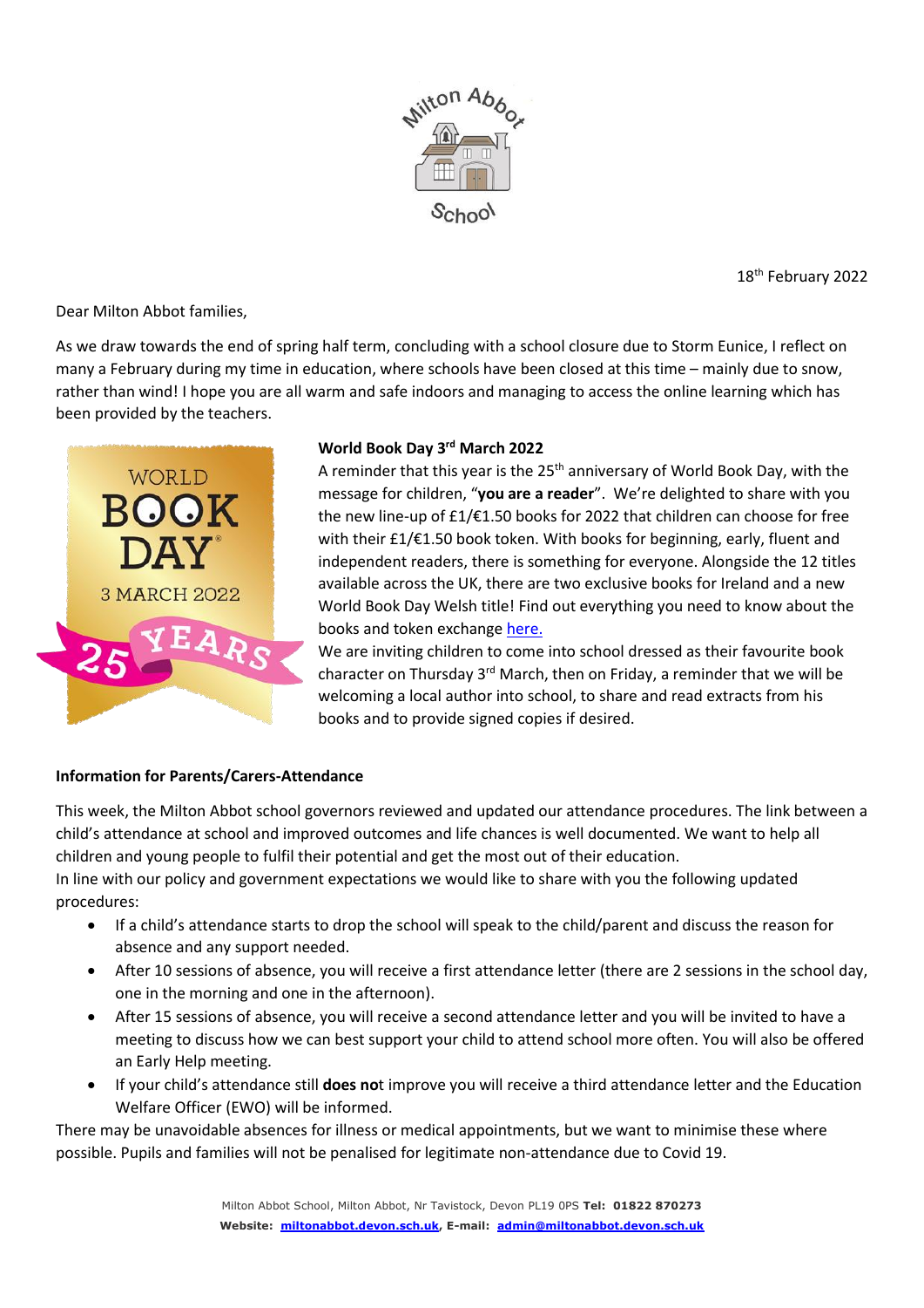18th February 2022

Dear Milton Abbot families,

As we draw towards the end of spring half term, concluding with a school closure due to Storm Eunice, I reflect on many a February during my time in education, where schools have been closed at this time – mainly due to snow, rather than wind! I hope you are all warm and safe indoors and managing to access the online learning which has been provided by the teachers.

**World Book Day 3rd March 2022**

A reminder that this year is the 25th anniversary of World Book Day, with the message for children, "**you are a reader**". We're delighted to share with you the new line-up of £1/€1.50 books for 2022 that children can choose for free with their £1/€1.50 book token. With books for beginning, early, fluent and independent readers, there is something for everyone. Alongside the 12 titles available across the UK, there are two exclusive books for Ireland and a new World Book Day Welsh title! Find out everything you need to know about the books and token exchange here.

We are inviting children to come into school dressed as their favourite book character on Thursday 3rd March, then on Friday, a reminder that we will be welcoming a local author into school, to share and read extracts from his books and to provide signed copies if desired.

**Information for Parents/Carers-Attendance**

This week, the Milton Abbot school governors reviewed and updated our attendance procedures. The link between a child's attendance at school and improved outcomes and life chances is well documented. We want to help all children and young people to fulfil their potential and get the most out of their education.

In line with our policy and government expectations we would like to share with you the following updated procedures:

- If a child's attendance starts to drop the school will speak to the child/parent and discuss the reason for absence and any support needed.
- After 10 sessions of absence, you will receive a first attendance letter (there are 2 sessions in the school day, one in the morning and one in the afternoon).
- After 15 sessions of absence, you will receive a second attendance letter and you will be invited to have a meeting to discuss how we can best support your child to attend school more often. You will also be offered an Early Help meeting.
- If your child's attendance still **does no**t improve you will receive a third attendance letter and the Education Welfare Officer (EWO) will be informed.

There may be unavoidable absences for illness or medical appointments, but we want to minimise these where possible. Pupils and families will not be penalised for legitimate non-attendance due to Covid 19.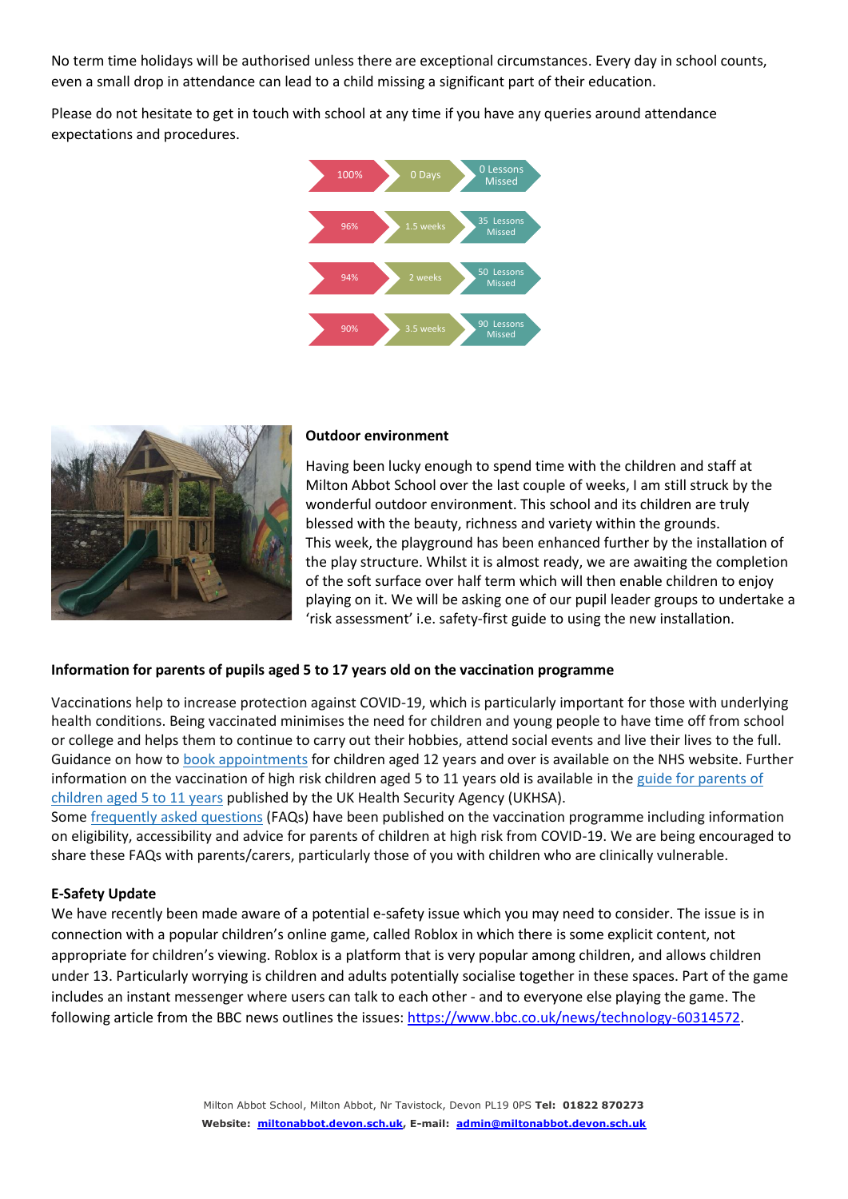No term time holidays will be authorised unless there are exceptional circumstances. Every day in school counts, even a small drop in attendance can lead to a child missing a significant part of their education.

Please do not hesitate to get in touch with school at any time if you have any queries around attendance expectations and procedures.

| Attendance | Time missed | Lessons missed |
| --- | --- | --- |
| 100% | 0 Days | 0 Lessons Missed |
| 96% | 1.5 weeks | 35 Lessons Missed |
| 94% | 2 weeks | 50 Lessons Missed |
| 90% | 3.5 weeks | 90 Lessons Missed |

**Outdoor environment**

Having been lucky enough to spend time with the children and staff at Milton Abbot School over the last couple of weeks, I am still struck by the wonderful outdoor environment. This school and its children are truly blessed with the beauty, richness and variety within the grounds.
This week, the playground has been enhanced further by the installation of the play structure. Whilst it is almost ready, we are awaiting the completion of the soft surface over half term which will then enable children to enjoy playing on it. We will be asking one of our pupil leader groups to undertake a 'risk assessment' i.e. safety-first guide to using the new installation.

**Information for parents of pupils aged 5 to 17 years old on the vaccination programme**

Vaccinations help to increase protection against COVID-19, which is particularly important for those with underlying health conditions. Being vaccinated minimises the need for children and young people to have time off from school or college and helps them to continue to carry out their hobbies, attend social events and live their lives to the full. Guidance on how to book appointments for children aged 12 years and over is available on the NHS website. Further information on the vaccination of high risk children aged 5 to 11 years old is available in the guide for parents of children aged 5 to 11 years published by the UK Health Security Agency (UKHSA).
Some frequently asked questions (FAQs) have been published on the vaccination programme including information on eligibility, accessibility and advice for parents of children at high risk from COVID-19. We are being encouraged to share these FAQs with parents/carers, particularly those of you with children who are clinically vulnerable.

**E-Safety Update**

We have recently been made aware of a potential e-safety issue which you may need to consider. The issue is in connection with a popular children's online game, called Roblox in which there is some explicit content, not appropriate for children's viewing. Roblox is a platform that is very popular among children, and allows children under 13. Particularly worrying is children and adults potentially socialise together in these spaces. Part of the game includes an instant messenger where users can talk to each other - and to everyone else playing the game. The following article from the BBC news outlines the issues: https://www.bbc.co.uk/news/technology-60314572.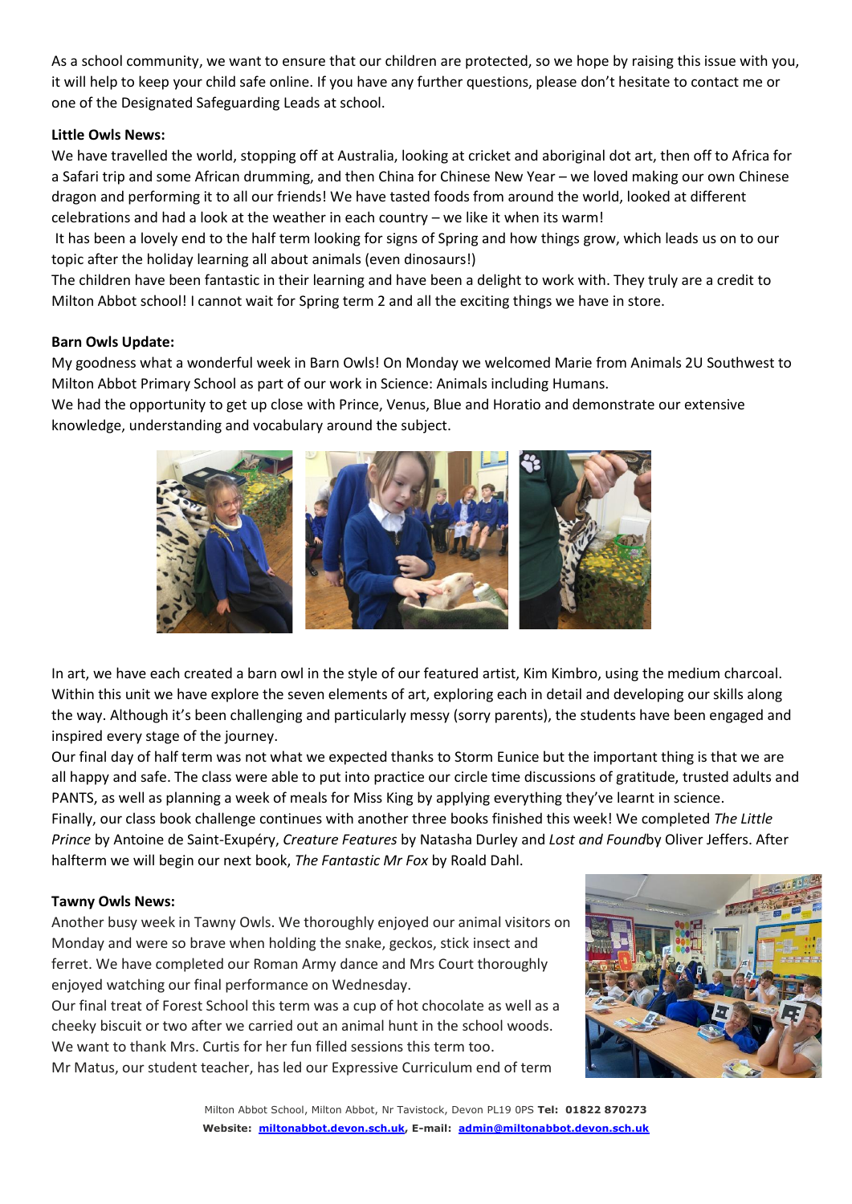As a school community, we want to ensure that our children are protected, so we hope by raising this issue with you, it will help to keep your child safe online. If you have any further questions, please don't hesitate to contact me or one of the Designated Safeguarding Leads at school.

**Little Owls News:**

We have travelled the world, stopping off at Australia, looking at cricket and aboriginal dot art, then off to Africa for a Safari trip and some African drumming, and then China for Chinese New Year – we loved making our own Chinese dragon and performing it to all our friends! We have tasted foods from around the world, looked at different celebrations and had a look at the weather in each country – we like it when its warm!

It has been a lovely end to the half term looking for signs of Spring and how things grow, which leads us on to our topic after the holiday learning all about animals (even dinosaurs!)

The children have been fantastic in their learning and have been a delight to work with. They truly are a credit to Milton Abbot school! I cannot wait for Spring term 2 and all the exciting things we have in store.

**Barn Owls Update:**

My goodness what a wonderful week in Barn Owls! On Monday we welcomed Marie from Animals 2U Southwest to Milton Abbot Primary School as part of our work in Science: Animals including Humans.

We had the opportunity to get up close with Prince, Venus, Blue and Horatio and demonstrate our extensive knowledge, understanding and vocabulary around the subject.

In art, we have each created a barn owl in the style of our featured artist, Kim Kimbro, using the medium charcoal. Within this unit we have explore the seven elements of art, exploring each in detail and developing our skills along the way. Although it's been challenging and particularly messy (sorry parents), the students have been engaged and inspired every stage of the journey.

Our final day of half term was not what we expected thanks to Storm Eunice but the important thing is that we are all happy and safe. The class were able to put into practice our circle time discussions of gratitude, trusted adults and PANTS, as well as planning a week of meals for Miss King by applying everything they've learnt in science.

Finally, our class book challenge continues with another three books finished this week! We completed *The Little Prince* by Antoine de Saint-Exupéry, *Creature Features* by Natasha Durley and *Lost and Found*by Oliver Jeffers. After halfterm we will begin our next book, *The Fantastic Mr Fox* by Roald Dahl.

**Tawny Owls News:**

Another busy week in Tawny Owls. We thoroughly enjoyed our animal visitors on Monday and were so brave when holding the snake, geckos, stick insect and ferret. We have completed our Roman Army dance and Mrs Court thoroughly enjoyed watching our final performance on Wednesday.

Our final treat of Forest School this term was a cup of hot chocolate as well as a cheeky biscuit or two after we carried out an animal hunt in the school woods. We want to thank Mrs. Curtis for her fun filled sessions this term too.

Mr Matus, our student teacher, has led our Expressive Curriculum end of term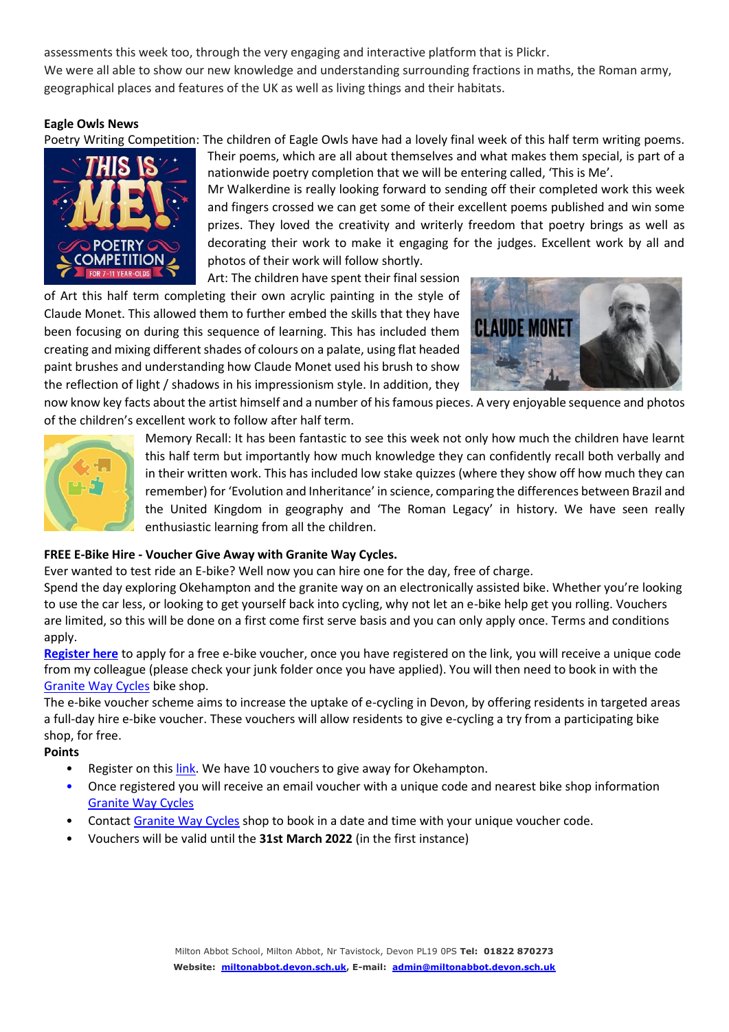assessments this week too, through the very engaging and interactive platform that is Plickr.
We were all able to show our new knowledge and understanding surrounding fractions in maths, the Roman army, geographical places and features of the UK as well as living things and their habitats.

**Eagle Owls News**

Poetry Writing Competition: The children of Eagle Owls have had a lovely final week of this half term writing poems. Their poems, which are all about themselves and what makes them special, is part of a nationwide poetry completion that we will be entering called, 'This is Me'.
Mr Walkerdine is really looking forward to sending off their completed work this week and fingers crossed we can get some of their excellent poems published and win some prizes. They loved the creativity and writerly freedom that poetry brings as well as decorating their work to make it engaging for the judges. Excellent work by all and photos of their work will follow shortly.

Art: The children have spent their final session of Art this half term completing their own acrylic painting in the style of Claude Monet. This allowed them to further embed the skills that they have been focusing on during this sequence of learning. This has included them creating and mixing different shades of colours on a palate, using flat headed paint brushes and understanding how Claude Monet used his brush to show the reflection of light / shadows in his impressionism style. In addition, they now know key facts about the artist himself and a number of his famous pieces. A very enjoyable sequence and photos of the children's excellent work to follow after half term.

Memory Recall: It has been fantastic to see this week not only how much the children have learnt this half term but importantly how much knowledge they can confidently recall both verbally and in their written work. This has included low stake quizzes (where they show off how much they can remember) for 'Evolution and Inheritance' in science, comparing the differences between Brazil and the United Kingdom in geography and 'The Roman Legacy' in history. We have seen really enthusiastic learning from all the children.

**FREE E-Bike Hire - Voucher Give Away with Granite Way Cycles.**

Ever wanted to test ride an E-bike? Well now you can hire one for the day, free of charge.
Spend the day exploring Okehampton and the granite way on an electronically assisted bike. Whether you're looking to use the car less, or looking to get yourself back into cycling, why not let an e-bike help get you rolling. Vouchers are limited, so this will be done on a first come first serve basis and you can only apply once. Terms and conditions apply.

**Register here** to apply for a free e-bike voucher, once you have registered on the link, you will receive a unique code from my colleague (please check your junk folder once you have applied). You will then need to book in with the Granite Way Cycles bike shop.

The e-bike voucher scheme aims to increase the uptake of e-cycling in Devon, by offering residents in targeted areas a full-day hire e-bike voucher. These vouchers will allow residents to give e-cycling a try from a participating bike shop, for free.

**Points**

- Register on this link. We have 10 vouchers to give away for Okehampton.
- Once registered you will receive an email voucher with a unique code and nearest bike shop information Granite Way Cycles
- Contact Granite Way Cycles shop to book in a date and time with your unique voucher code.
- Vouchers will be valid until the **31st March 2022** (in the first instance)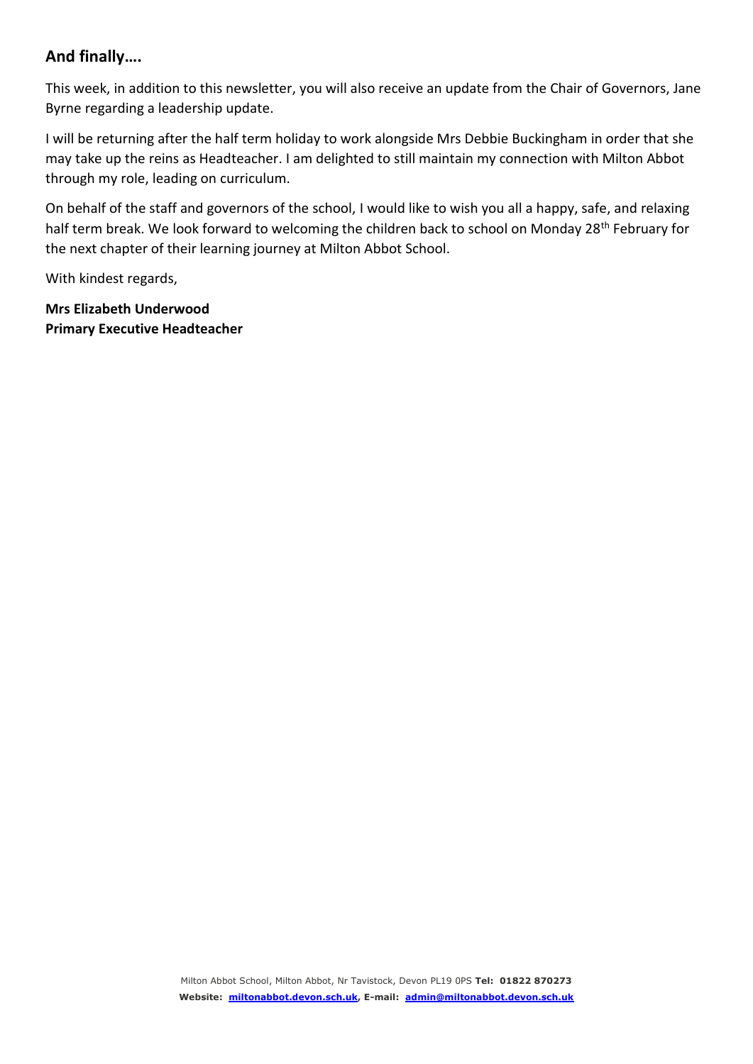## And finally….

This week, in addition to this newsletter, you will also receive an update from the Chair of Governors, Jane Byrne regarding a leadership update.

I will be returning after the half term holiday to work alongside Mrs Debbie Buckingham in order that she may take up the reins as Headteacher. I am delighted to still maintain my connection with Milton Abbot through my role, leading on curriculum.

On behalf of the staff and governors of the school, I would like to wish you all a happy, safe, and relaxing half term break. We look forward to welcoming the children back to school on Monday 28th February for the next chapter of their learning journey at Milton Abbot School.

With kindest regards,

**Mrs Elizabeth Underwood**
**Primary Executive Headteacher**

Milton Abbot School, Milton Abbot, Nr Tavistock, Devon PL19 0PS **Tel: 01822 870273**
**Website: miltonabbot.devon.sch.uk, E-mail: admin@miltonabbot.devon.sch.uk**